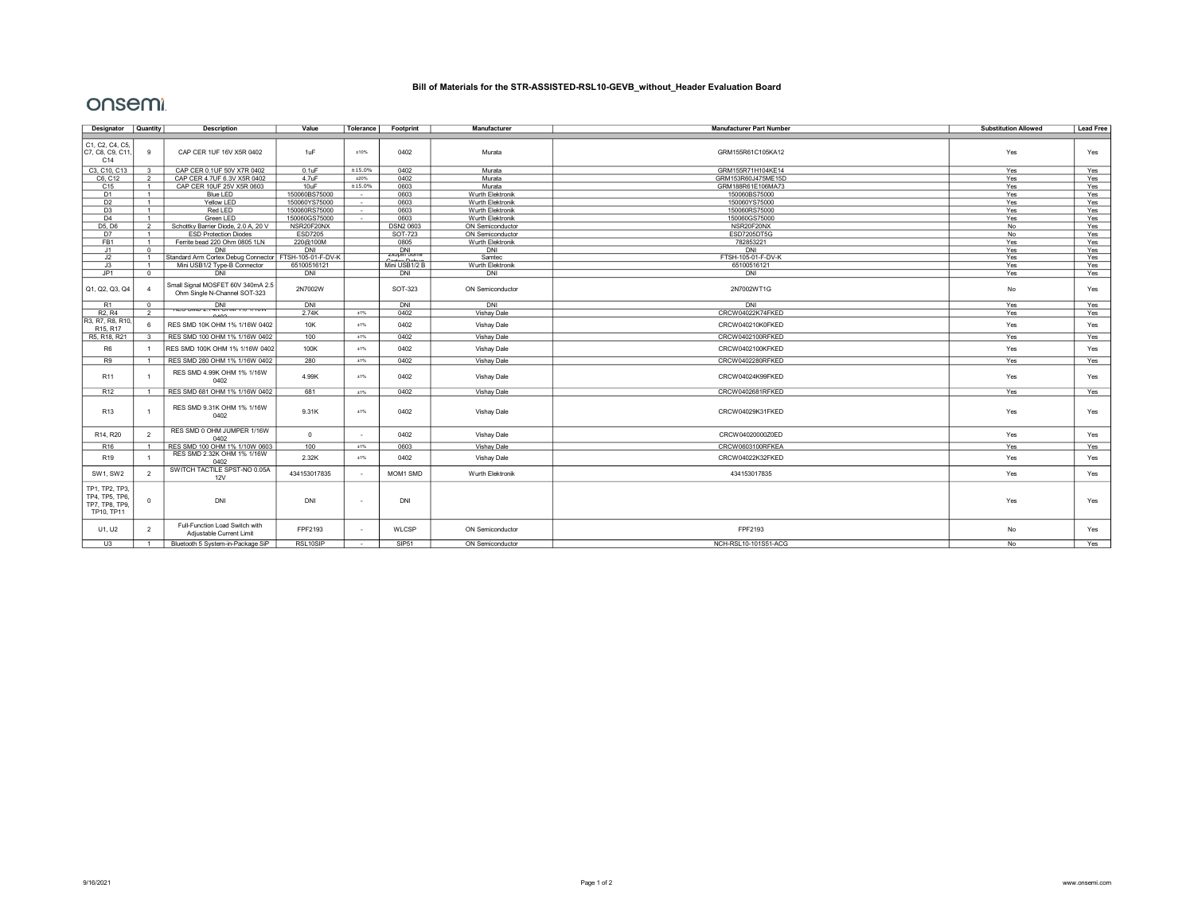# Bill of Materials for the STR-ASSISTED-RSL10-GEVB_without_Header Evaluation Board

onsemi

| Designator | Quantity | Description | Value | Tolerance | Footprint | Manufacturer | Manufacturer Part Number | Substitution Allowed | Lead Free |
|---|---|---|---|---|---|---|---|---|---|
| C1, C2, C4, C5, C7, C8, C9, C11, C14 | 9 | CAP CER 1UF 16V X5R 0402 | 1uF | ±10% | 0402 | Murata | GRM155R61C105KA12 | Yes | Yes |
| C3, C10, C13 | 3 | CAP CER 0.1UF 50V X7R 0402 | 0.1uF | ±15.0% | 0402 | Murata | GRM155R71H104KE14 | Yes | Yes |
| C6, C12 | 2 | CAP CER 4.7UF 6.3V X5R 0402 | 4.7uF | ±20% | 0402 | Murata | GRM153R60J475ME15D | Yes | Yes |
| C15 | 1 | CAP CER 10UF 25V X5R 0603 | 10uF | ±15.0% | 0603 | Murata | GRM188R61E106MA73 | Yes | Yes |
| D1 | 1 | Blue LED | 150060BS75000 | - | 0603 | Wurth Elektronik | 150060BS75000 | Yes | Yes |
| D2 | 1 | Yellow LED | 150060YS75000 | - | 0603 | Wurth Elektronik | 150060YS75000 | Yes | Yes |
| D3 | 1 | Red LED | 150060RS75000 | - | 0603 | Wurth Elektronik | 150060RS75000 | Yes | Yes |
| D4 | 1 | Green LED | 150060GS75000 | - | 0603 | Wurth Elektronik | 150060GS75000 | Yes | Yes |
| D5, D6 | 2 | Schottky Barrier Diode, 2.0 A, 20 V | NSR20F20NX | | DSN2 0603 | ON Semiconductor | NSR20F20NX | No | Yes |
| D7 | 1 | ESD Protection Diodes | ESD7205 | | SOT-723 | ON Semiconductor | ESD7205DT5G | No | Yes |
| FB1 | 1 | Ferrite bead 220 Ohm 0805 1LN | 220@100M | | 0805 | Wurth Elektronik | 782853221 | Yes | Yes |
| J1 | 0 | DNI | DNI | | DNI | DNI | DNI | Yes | Yes |
| J2 | 1 | Standard Arm Cortex Debug Connector | FTSH-105-01-F-DV-K | | 2x5pin 50mil Cortex Debug | Samtec | FTSH-105-01-F-DV-K | Yes | Yes |
| J3 | 1 | Mini USB1/2 Type-B Connector | 65100516121 | | Mini USB1/2 B | Wurth Elektronik | 65100516121 | Yes | Yes |
| JP1 | 0 | DNI | DNI | | DNI | DNI | DNI | Yes | Yes |
| Q1, Q2, Q3, Q4 | 4 | Small Signal MOSFET 60V 340mA 2.5 Ohm Single N-Channel SOT-323 | 2N7002W | | SOT-323 | ON Semiconductor | 2N7002WT1G | No | Yes |
| R1 | 0 | DNI | DNI | | DNI | DNI | DNI | Yes | Yes |
| R2, R4 | 2 | RES SMD 2.74K OHM 1% 1/16W 0402 | 2.74K | ±1% | 0402 | Vishay Dale | CRCW04022K74FKED | Yes | Yes |
| R3, R7, R8, R10, R15, R17 | 6 | RES SMD 10K OHM 1% 1/16W 0402 | 10K | ±1% | 0402 | Vishay Dale | CRCW040210K0FKED | Yes | Yes |
| R5, R18, R21 | 3 | RES SMD 100 OHM 1% 1/16W 0402 | 100 | ±1% | 0402 | Vishay Dale | CRCW0402100RFKED | Yes | Yes |
| R6 | 1 | RES SMD 100K OHM 1% 1/16W 0402 | 100K | ±1% | 0402 | Vishay Dale | CRCW0402100KFKED | Yes | Yes |
| R9 | 1 | RES SMD 280 OHM 1% 1/16W 0402 | 280 | ±1% | 0402 | Vishay Dale | CRCW0402280RFKED | Yes | Yes |
| R11 | 1 | RES SMD 4.99K OHM 1% 1/16W 0402 | 4.99K | ±1% | 0402 | Vishay Dale | CRCW04024K99FKED | Yes | Yes |
| R12 | 1 | RES SMD 681 OHM 1% 1/16W 0402 | 681 | ±1% | 0402 | Vishay Dale | CRCW0402681RFKED | Yes | Yes |
| R13 | 1 | RES SMD 9.31K OHM 1% 1/16W 0402 | 9.31K | ±1% | 0402 | Vishay Dale | CRCW04029K31FKED | Yes | Yes |
| R14, R20 | 2 | RES SMD 0 OHM JUMPER 1/16W 0402 | 0 | - | 0402 | Vishay Dale | CRCW04020000Z0ED | Yes | Yes |
| R16 | 1 | RES SMD 100 OHM 1% 1/10W 0603 | 100 | ±1% | 0603 | Vishay Dale | CRCW0603100RFKEA | Yes | Yes |
| R19 | 1 | RES SMD 2.32K OHM 1% 1/16W 0402 | 2.32K | ±1% | 0402 | Vishay Dale | CRCW04022K32FKED | Yes | Yes |
| SW1, SW2 | 2 | SWITCH TACTILE SPST-NO 0.05A 12V | 434153017835 | - | MOM1 SMD | Wurth Elektronik | 434153017835 | Yes | Yes |
| TP1, TP2, TP3, TP4, TP5, TP6, TP7, TP8, TP9, TP10, TP11 | 0 | DNI | DNI | - | DNI | | | Yes | Yes |
| U1, U2 | 2 | Full-Function Load Switch with Adjustable Current Limit | FPF2193 | - | WLCSP | ON Semiconductor | FPF2193 | No | Yes |
| U3 | 1 | Bluetooth 5 System-in-Package SiP | RSL10SIP | - | SIP51 | ON Semiconductor | NCH-RSL10-101S51-ACG | No | Yes |

9/16/2021

www.onsemi.com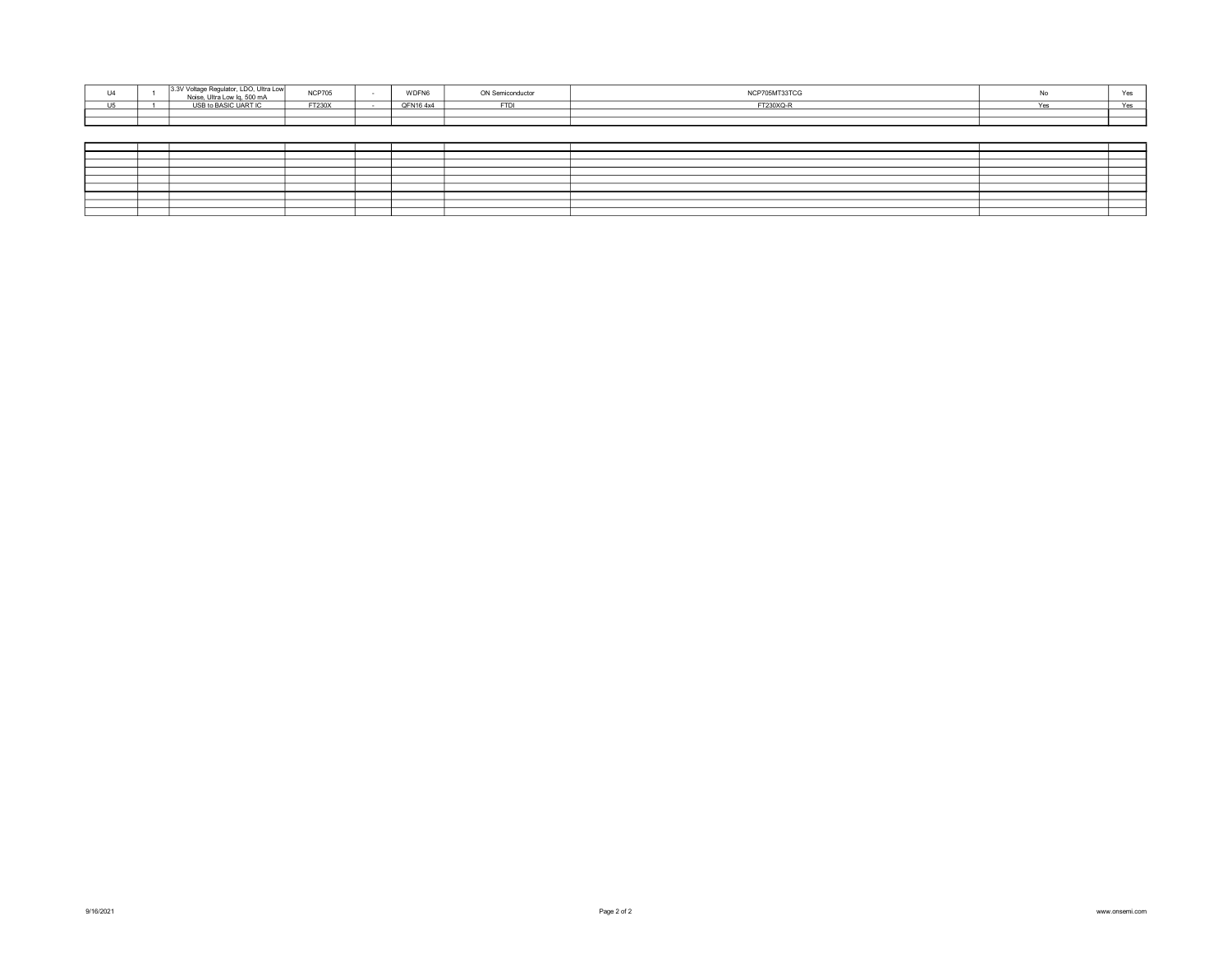| | | | | | | | | | |
|---|---|---|---|---|---|---|---|---|---|
| U4 | 1 | 3.3V Voltage Regulator, LDO, Ultra Low Noise, Ultra Low Iq, 500 mA | NCP705 | - | WDFN6 | ON Semiconductor | NCP705MT33TCG | No | Yes |
| U5 | 1 | USB to BASIC UART IC | FT230X | - | QFN16 4x4 | FTDI | FT230XQ-R | Yes | Yes |
| | | | | | | | | | |
| | | | | | | | | | |

9/16/2021

www.onsemi.com